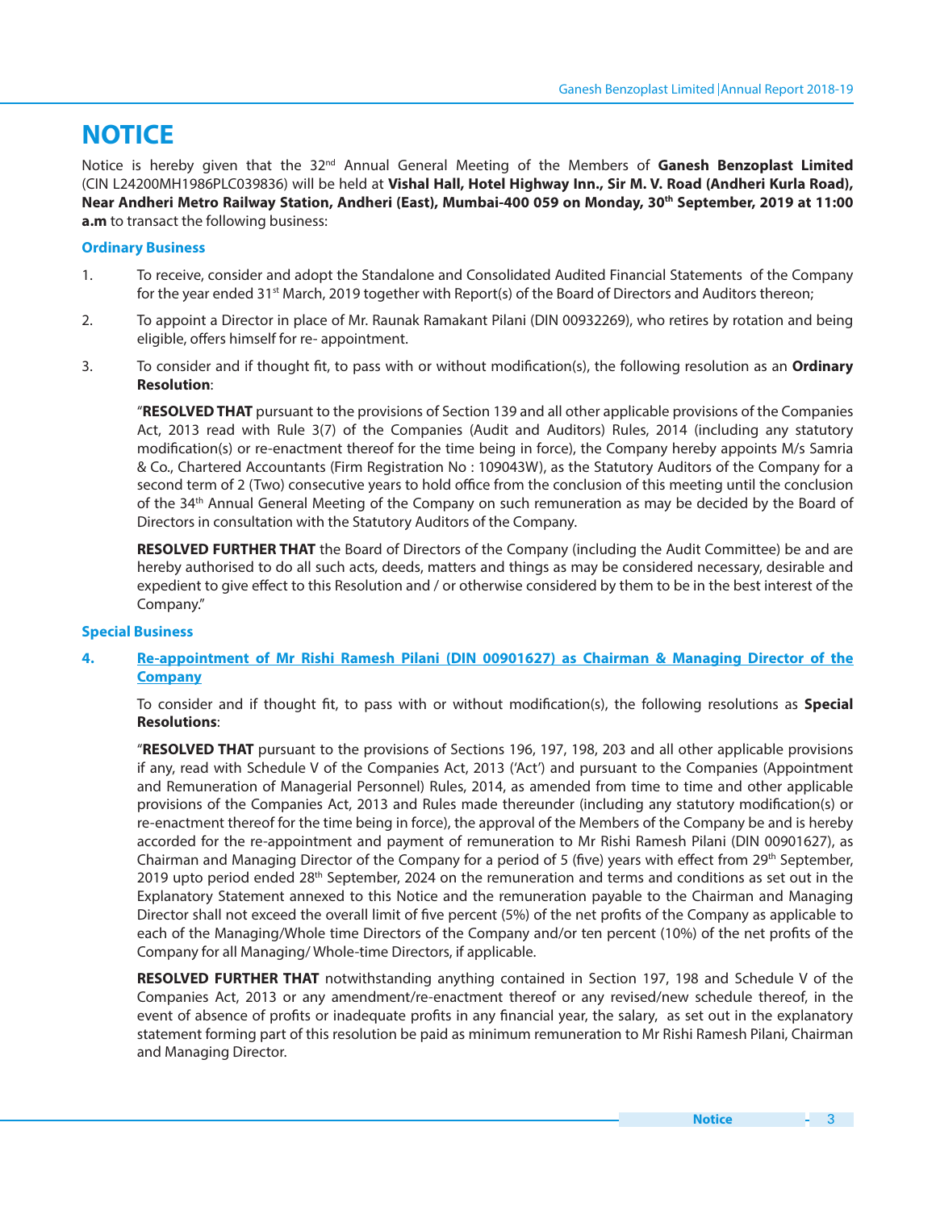# NOTICE

Notice is hereby given that the 32nd Annual General Meeting of the Members of **Ganesh Benzoplast Limited** (CIN L24200MH1986PLC039836) will be held at **Vishal Hall, Hotel Highway Inn., Sir M. V. Road (Andheri Kurla Road), Near Andheri Metro Railway Station, Andheri (East), Mumbai-400 059 on Monday, 30th September, 2019 at 11:00 a.m** to transact the following business:

## Ordinary Business

1. To receive, consider and adopt the Standalone and Consolidated Audited Financial Statements of the Company for the year ended 31st March, 2019 together with Report(s) of the Board of Directors and Auditors thereon;

2. To appoint a Director in place of Mr. Raunak Ramakant Pilani (DIN 00932269), who retires by rotation and being eligible, offers himself for re- appointment.

3. To consider and if thought fit, to pass with or without modification(s), the following resolution as an **Ordinary Resolution**:

   "**RESOLVED THAT** pursuant to the provisions of Section 139 and all other applicable provisions of the Companies Act, 2013 read with Rule 3(7) of the Companies (Audit and Auditors) Rules, 2014 (including any statutory modification(s) or re-enactment thereof for the time being in force), the Company hereby appoints M/s Samria & Co., Chartered Accountants (Firm Registration No : 109043W), as the Statutory Auditors of the Company for a second term of 2 (Two) consecutive years to hold office from the conclusion of this meeting until the conclusion of the 34th Annual General Meeting of the Company on such remuneration as may be decided by the Board of Directors in consultation with the Statutory Auditors of the Company.

   **RESOLVED FURTHER THAT** the Board of Directors of the Company (including the Audit Committee) be and are hereby authorised to do all such acts, deeds, matters and things as may be considered necessary, desirable and expedient to give effect to this Resolution and / or otherwise considered by them to be in the best interest of the Company."

## Special Business

4. **Re-appointment of Mr Rishi Ramesh Pilani (DIN 00901627) as Chairman & Managing Director of the Company**

   To consider and if thought fit, to pass with or without modification(s), the following resolutions as **Special Resolutions**:

   "**RESOLVED THAT** pursuant to the provisions of Sections 196, 197, 198, 203 and all other applicable provisions if any, read with Schedule V of the Companies Act, 2013 ('Act') and pursuant to the Companies (Appointment and Remuneration of Managerial Personnel) Rules, 2014, as amended from time to time and other applicable provisions of the Companies Act, 2013 and Rules made thereunder (including any statutory modification(s) or re-enactment thereof for the time being in force), the approval of the Members of the Company be and is hereby accorded for the re-appointment and payment of remuneration to Mr Rishi Ramesh Pilani (DIN 00901627), as Chairman and Managing Director of the Company for a period of 5 (five) years with effect from 29th September, 2019 upto period ended 28th September, 2024 on the remuneration and terms and conditions as set out in the Explanatory Statement annexed to this Notice and the remuneration payable to the Chairman and Managing Director shall not exceed the overall limit of five percent (5%) of the net profits of the Company as applicable to each of the Managing/Whole time Directors of the Company and/or ten percent (10%) of the net profits of the Company for all Managing/ Whole-time Directors, if applicable.

   **RESOLVED FURTHER THAT** notwithstanding anything contained in Section 197, 198 and Schedule V of the Companies Act, 2013 or any amendment/re-enactment thereof or any revised/new schedule thereof, in the event of absence of profits or inadequate profits in any financial year, the salary, as set out in the explanatory statement forming part of this resolution be paid as minimum remuneration to Mr Rishi Ramesh Pilani, Chairman and Managing Director.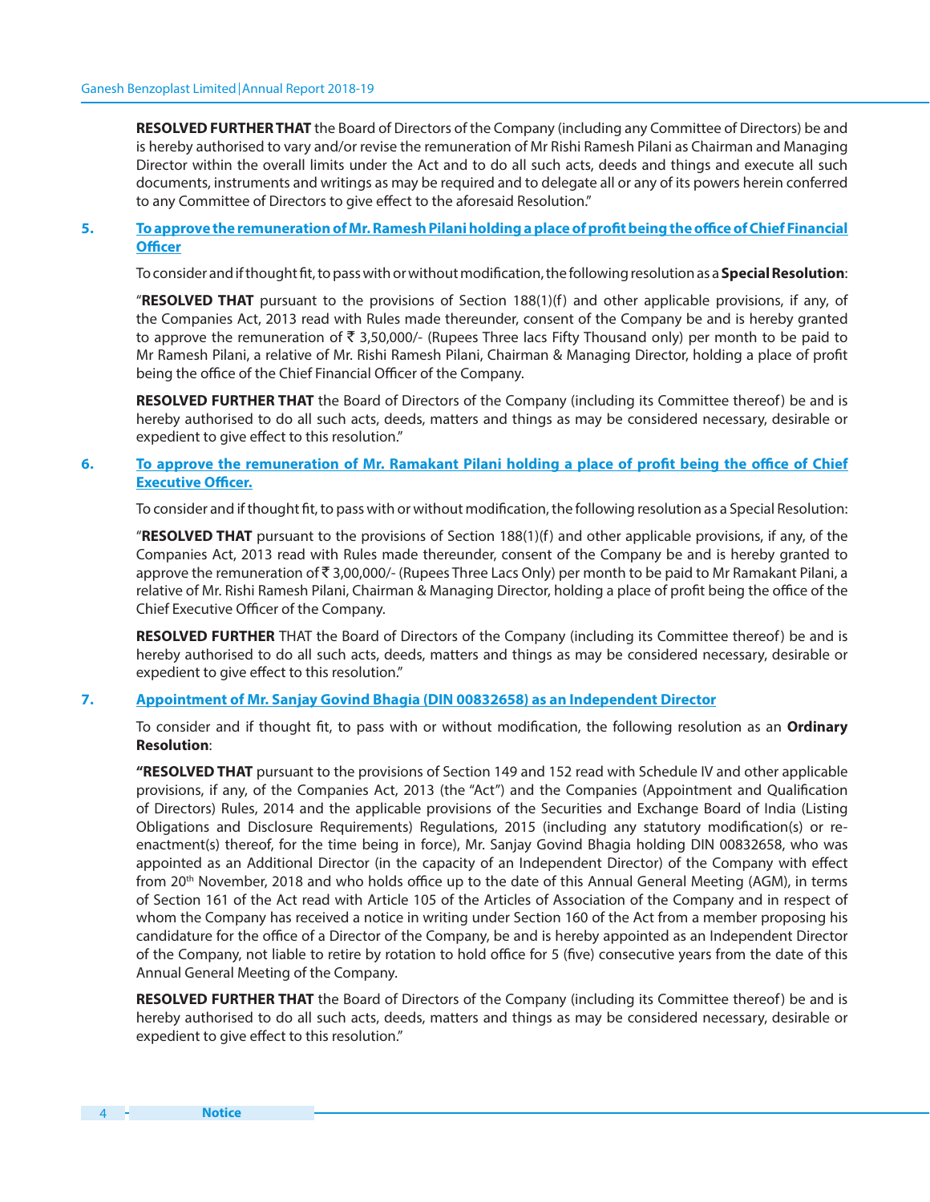**RESOLVED FURTHER THAT** the Board of Directors of the Company (including any Committee of Directors) be and is hereby authorised to vary and/or revise the remuneration of Mr Rishi Ramesh Pilani as Chairman and Managing Director within the overall limits under the Act and to do all such acts, deeds and things and execute all such documents, instruments and writings as may be required and to delegate all or any of its powers herein conferred to any Committee of Directors to give effect to the aforesaid Resolution."

**5. To approve the remuneration of Mr. Ramesh Pilani holding a place of profit being the office of Chief Financial Officer**

To consider and if thought fit, to pass with or without modification, the following resolution as a **Special Resolution**:

"**RESOLVED THAT** pursuant to the provisions of Section 188(1)(f) and other applicable provisions, if any, of the Companies Act, 2013 read with Rules made thereunder, consent of the Company be and is hereby granted to approve the remuneration of ₹ 3,50,000/- (Rupees Three lacs Fifty Thousand only) per month to be paid to Mr Ramesh Pilani, a relative of Mr. Rishi Ramesh Pilani, Chairman & Managing Director, holding a place of profit being the office of the Chief Financial Officer of the Company.

**RESOLVED FURTHER THAT** the Board of Directors of the Company (including its Committee thereof) be and is hereby authorised to do all such acts, deeds, matters and things as may be considered necessary, desirable or expedient to give effect to this resolution."

**6. To approve the remuneration of Mr. Ramakant Pilani holding a place of profit being the office of Chief Executive Officer.**

To consider and if thought fit, to pass with or without modification, the following resolution as a Special Resolution:

"**RESOLVED THAT** pursuant to the provisions of Section 188(1)(f) and other applicable provisions, if any, of the Companies Act, 2013 read with Rules made thereunder, consent of the Company be and is hereby granted to approve the remuneration of ₹ 3,00,000/- (Rupees Three Lacs Only) per month to be paid to Mr Ramakant Pilani, a relative of Mr. Rishi Ramesh Pilani, Chairman & Managing Director, holding a place of profit being the office of the Chief Executive Officer of the Company.

**RESOLVED FURTHER** THAT the Board of Directors of the Company (including its Committee thereof) be and is hereby authorised to do all such acts, deeds, matters and things as may be considered necessary, desirable or expedient to give effect to this resolution."

**7. Appointment of Mr. Sanjay Govind Bhagia (DIN 00832658) as an Independent Director**

To consider and if thought fit, to pass with or without modification, the following resolution as an **Ordinary Resolution**:

**"RESOLVED THAT** pursuant to the provisions of Section 149 and 152 read with Schedule IV and other applicable provisions, if any, of the Companies Act, 2013 (the "Act") and the Companies (Appointment and Qualification of Directors) Rules, 2014 and the applicable provisions of the Securities and Exchange Board of India (Listing Obligations and Disclosure Requirements) Regulations, 2015 (including any statutory modification(s) or re-enactment(s) thereof, for the time being in force), Mr. Sanjay Govind Bhagia holding DIN 00832658, who was appointed as an Additional Director (in the capacity of an Independent Director) of the Company with effect from 20th November, 2018 and who holds office up to the date of this Annual General Meeting (AGM), in terms of Section 161 of the Act read with Article 105 of the Articles of Association of the Company and in respect of whom the Company has received a notice in writing under Section 160 of the Act from a member proposing his candidature for the office of a Director of the Company, be and is hereby appointed as an Independent Director of the Company, not liable to retire by rotation to hold office for 5 (five) consecutive years from the date of this Annual General Meeting of the Company.

**RESOLVED FURTHER THAT** the Board of Directors of the Company (including its Committee thereof) be and is hereby authorised to do all such acts, deeds, matters and things as may be considered necessary, desirable or expedient to give effect to this resolution."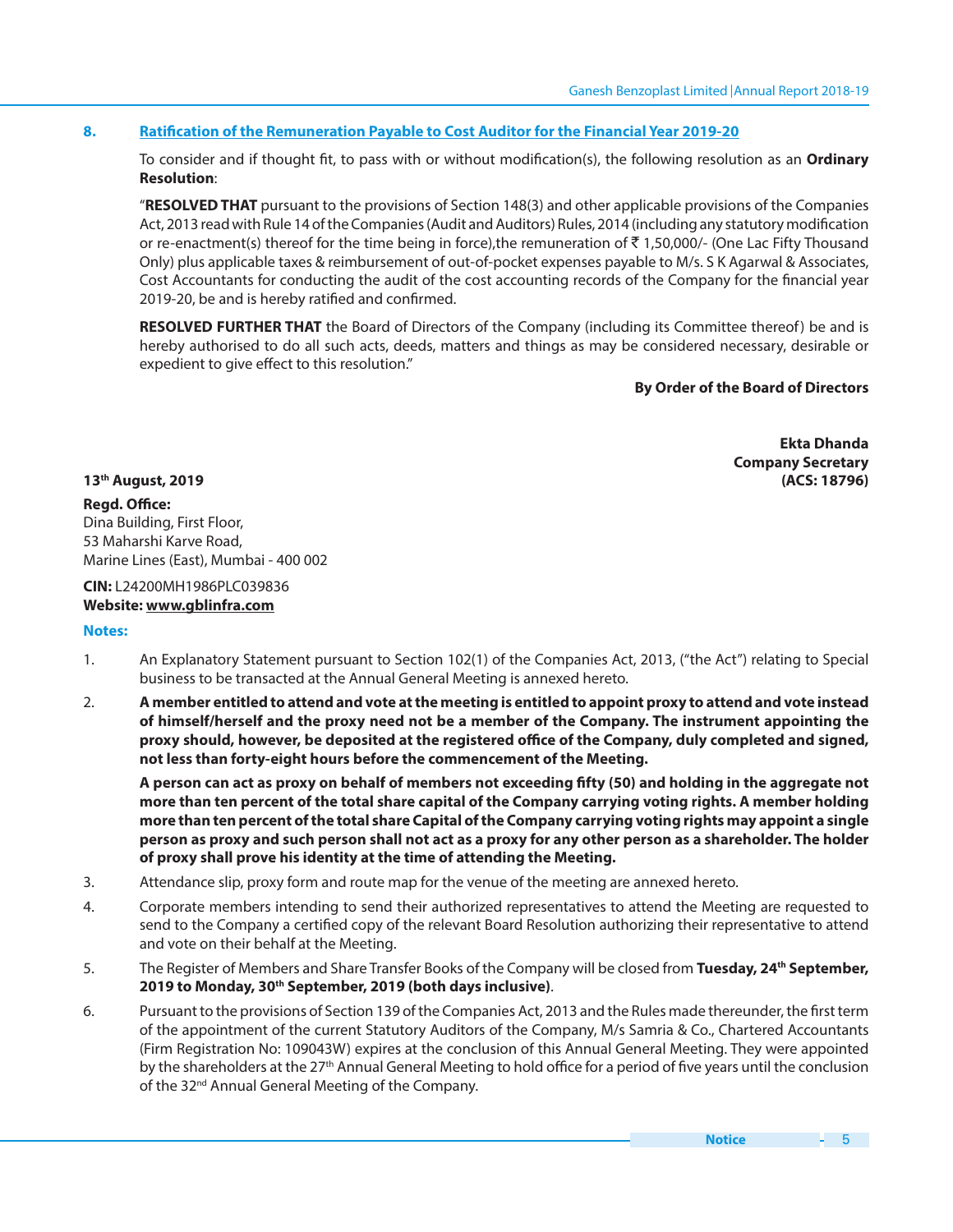**8. Ratification of the Remuneration Payable to Cost Auditor for the Financial Year 2019-20**

To consider and if thought fit, to pass with or without modification(s), the following resolution as an **Ordinary Resolution**:

"**RESOLVED THAT** pursuant to the provisions of Section 148(3) and other applicable provisions of the Companies Act, 2013 read with Rule 14 of the Companies (Audit and Auditors) Rules, 2014 (including any statutory modification or re-enactment(s) thereof for the time being in force),the remuneration of ₹ 1,50,000/- (One Lac Fifty Thousand Only) plus applicable taxes & reimbursement of out-of-pocket expenses payable to M/s. S K Agarwal & Associates, Cost Accountants for conducting the audit of the cost accounting records of the Company for the financial year 2019-20, be and is hereby ratified and confirmed.

**RESOLVED FURTHER THAT** the Board of Directors of the Company (including its Committee thereof) be and is hereby authorised to do all such acts, deeds, matters and things as may be considered necessary, desirable or expedient to give effect to this resolution."

**By Order of the Board of Directors**

**Ekta Dhanda**
**Company Secretary**
**(ACS: 18796)**

**13th August, 2019**

**Regd. Office:**
Dina Building, First Floor,
53 Maharshi Karve Road,
Marine Lines (East), Mumbai - 400 002

**CIN:** L24200MH1986PLC039836
**Website: www.gblinfra.com**

**Notes:**

1. An Explanatory Statement pursuant to Section 102(1) of the Companies Act, 2013, ("the Act") relating to Special business to be transacted at the Annual General Meeting is annexed hereto.

2. **A member entitled to attend and vote at the meeting is entitled to appoint proxy to attend and vote instead of himself/herself and the proxy need not be a member of the Company. The instrument appointing the proxy should, however, be deposited at the registered office of the Company, duly completed and signed, not less than forty-eight hours before the commencement of the Meeting.**

   **A person can act as proxy on behalf of members not exceeding fifty (50) and holding in the aggregate not more than ten percent of the total share capital of the Company carrying voting rights. A member holding more than ten percent of the total share Capital of the Company carrying voting rights may appoint a single person as proxy and such person shall not act as a proxy for any other person as a shareholder. The holder of proxy shall prove his identity at the time of attending the Meeting.**

3. Attendance slip, proxy form and route map for the venue of the meeting are annexed hereto.

4. Corporate members intending to send their authorized representatives to attend the Meeting are requested to send to the Company a certified copy of the relevant Board Resolution authorizing their representative to attend and vote on their behalf at the Meeting.

5. The Register of Members and Share Transfer Books of the Company will be closed from **Tuesday, 24th September, 2019 to Monday, 30th September, 2019 (both days inclusive)**.

6. Pursuant to the provisions of Section 139 of the Companies Act, 2013 and the Rules made thereunder, the first term of the appointment of the current Statutory Auditors of the Company, M/s Samria & Co., Chartered Accountants (Firm Registration No: 109043W) expires at the conclusion of this Annual General Meeting. They were appointed by the shareholders at the 27th Annual General Meeting to hold office for a period of five years until the conclusion of the 32nd Annual General Meeting of the Company.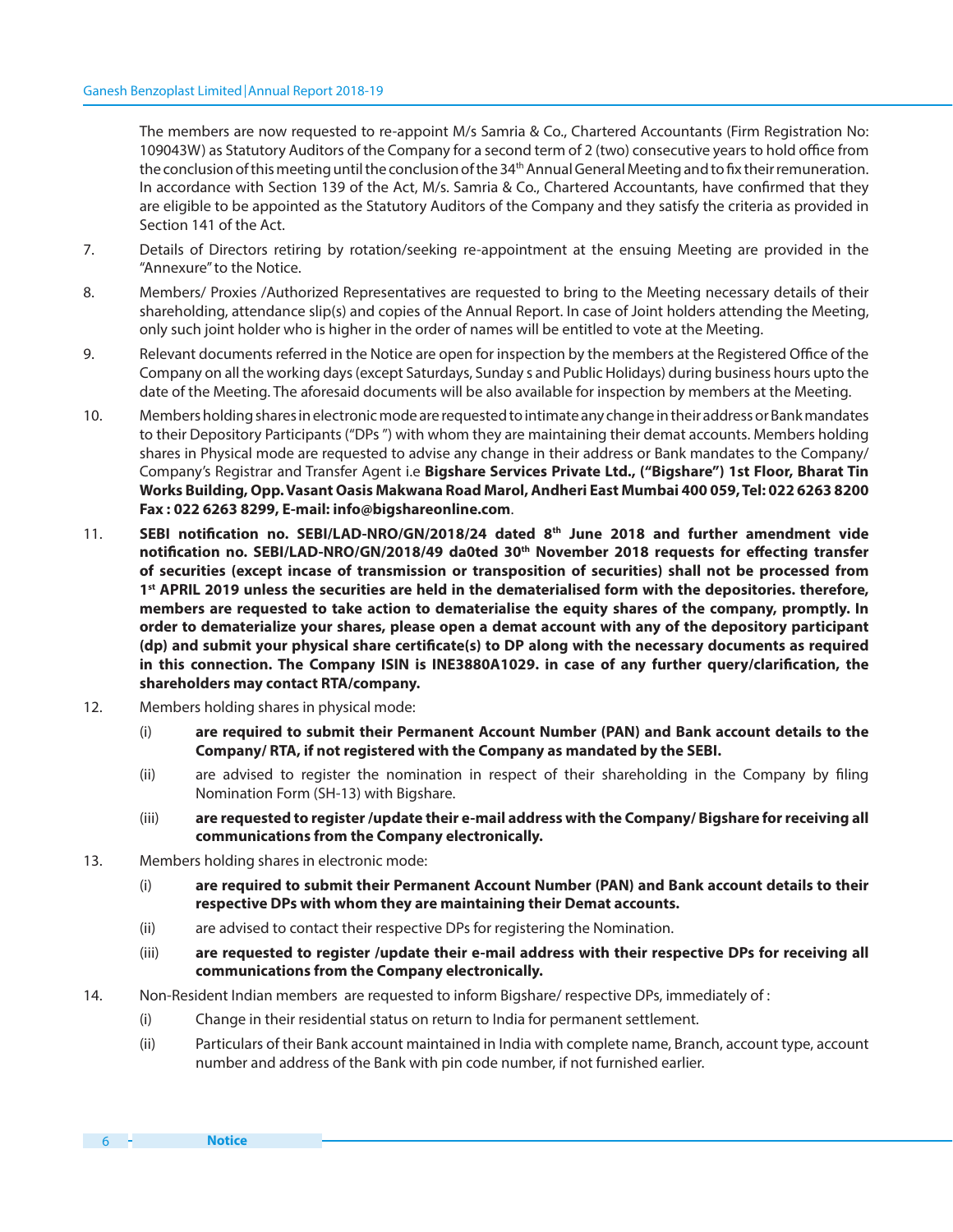The members are now requested to re-appoint M/s Samria & Co., Chartered Accountants (Firm Registration No: 109043W) as Statutory Auditors of the Company for a second term of 2 (two) consecutive years to hold office from the conclusion of this meeting until the conclusion of the 34th Annual General Meeting and to fix their remuneration. In accordance with Section 139 of the Act, M/s. Samria & Co., Chartered Accountants, have confirmed that they are eligible to be appointed as the Statutory Auditors of the Company and they satisfy the criteria as provided in Section 141 of the Act.

7. Details of Directors retiring by rotation/seeking re-appointment at the ensuing Meeting are provided in the "Annexure" to the Notice.

8. Members/ Proxies /Authorized Representatives are requested to bring to the Meeting necessary details of their shareholding, attendance slip(s) and copies of the Annual Report. In case of Joint holders attending the Meeting, only such joint holder who is higher in the order of names will be entitled to vote at the Meeting.

9. Relevant documents referred in the Notice are open for inspection by the members at the Registered Office of the Company on all the working days (except Saturdays, Sunday s and Public Holidays) during business hours upto the date of the Meeting. The aforesaid documents will be also available for inspection by members at the Meeting.

10. Members holding shares in electronic mode are requested to intimate any change in their address or Bank mandates to their Depository Participants ("DPs ") with whom they are maintaining their demat accounts. Members holding shares in Physical mode are requested to advise any change in their address or Bank mandates to the Company/ Company's Registrar and Transfer Agent i.e **Bigshare Services Private Ltd., ("Bigshare") 1st Floor, Bharat Tin Works Building, Opp. Vasant Oasis Makwana Road Marol, Andheri East Mumbai 400 059, Tel: 022 6263 8200 Fax : 022 6263 8299, E-mail: info@bigshareonline.com**.

11. **SEBI notification no. SEBI/LAD-NRO/GN/2018/24 dated 8th June 2018 and further amendment vide notification no. SEBI/LAD-NRO/GN/2018/49 da0ted 30th November 2018 requests for effecting transfer of securities (except incase of transmission or transposition of securities) shall not be processed from 1st APRIL 2019 unless the securities are held in the dematerialised form with the depositories. therefore, members are requested to take action to dematerialise the equity shares of the company, promptly. In order to dematerialize your shares, please open a demat account with any of the depository participant (dp) and submit your physical share certificate(s) to DP along with the necessary documents as required in this connection. The Company ISIN is INE3880A1029. in case of any further query/clarification, the shareholders may contact RTA/company.**

12. Members holding shares in physical mode:

    (i) **are required to submit their Permanent Account Number (PAN) and Bank account details to the Company/ RTA, if not registered with the Company as mandated by the SEBI.**

    (ii) are advised to register the nomination in respect of their shareholding in the Company by filing Nomination Form (SH-13) with Bigshare.

    (iii) **are requested to register /update their e-mail address with the Company/ Bigshare for receiving all communications from the Company electronically.**

13. Members holding shares in electronic mode:

    (i) **are required to submit their Permanent Account Number (PAN) and Bank account details to their respective DPs with whom they are maintaining their Demat accounts.**

    (ii) are advised to contact their respective DPs for registering the Nomination.

    (iii) **are requested to register /update their e-mail address with their respective DPs for receiving all communications from the Company electronically.**

14. Non-Resident Indian members are requested to inform Bigshare/ respective DPs, immediately of :

    (i) Change in their residential status on return to India for permanent settlement.

    (ii) Particulars of their Bank account maintained in India with complete name, Branch, account type, account number and address of the Bank with pin code number, if not furnished earlier.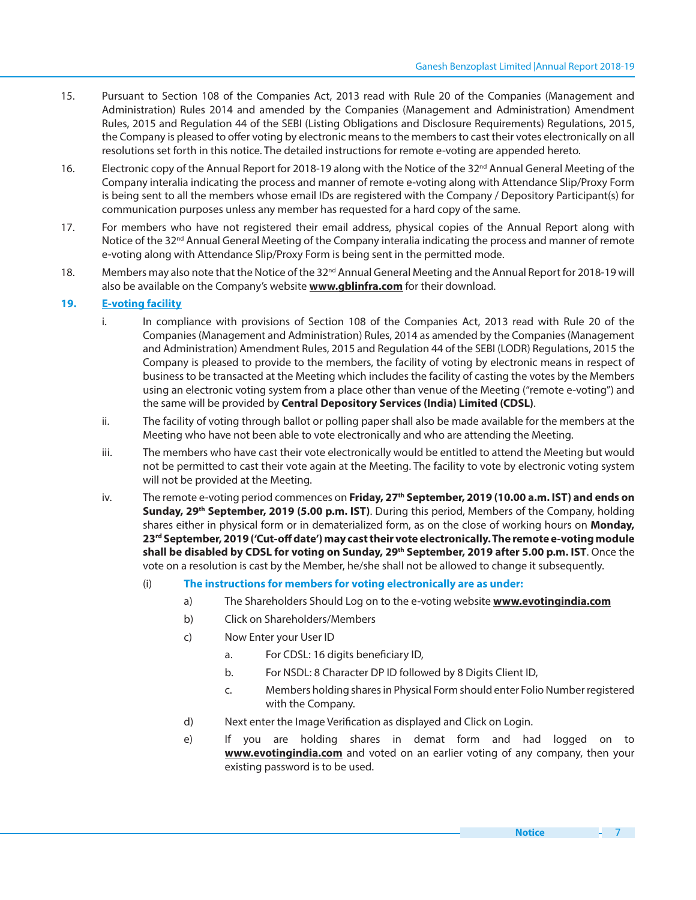15. Pursuant to Section 108 of the Companies Act, 2013 read with Rule 20 of the Companies (Management and Administration) Rules 2014 and amended by the Companies (Management and Administration) Amendment Rules, 2015 and Regulation 44 of the SEBI (Listing Obligations and Disclosure Requirements) Regulations, 2015, the Company is pleased to offer voting by electronic means to the members to cast their votes electronically on all resolutions set forth in this notice. The detailed instructions for remote e-voting are appended hereto.

16. Electronic copy of the Annual Report for 2018-19 along with the Notice of the 32nd Annual General Meeting of the Company interalia indicating the process and manner of remote e-voting along with Attendance Slip/Proxy Form is being sent to all the members whose email IDs are registered with the Company / Depository Participant(s) for communication purposes unless any member has requested for a hard copy of the same.

17. For members who have not registered their email address, physical copies of the Annual Report along with Notice of the 32nd Annual General Meeting of the Company interalia indicating the process and manner of remote e-voting along with Attendance Slip/Proxy Form is being sent in the permitted mode.

18. Members may also note that the Notice of the 32nd Annual General Meeting and the Annual Report for 2018-19 will also be available on the Company's website **www.gblinfra.com** for their download.

## 19. E-voting facility

i. In compliance with provisions of Section 108 of the Companies Act, 2013 read with Rule 20 of the Companies (Management and Administration) Rules, 2014 as amended by the Companies (Management and Administration) Amendment Rules, 2015 and Regulation 44 of the SEBI (LODR) Regulations, 2015 the Company is pleased to provide to the members, the facility of voting by electronic means in respect of business to be transacted at the Meeting which includes the facility of casting the votes by the Members using an electronic voting system from a place other than venue of the Meeting ("remote e-voting") and the same will be provided by **Central Depository Services (India) Limited (CDSL)**.

ii. The facility of voting through ballot or polling paper shall also be made available for the members at the Meeting who have not been able to vote electronically and who are attending the Meeting.

iii. The members who have cast their vote electronically would be entitled to attend the Meeting but would not be permitted to cast their vote again at the Meeting. The facility to vote by electronic voting system will not be provided at the Meeting.

iv. The remote e-voting period commences on **Friday, 27th September, 2019 (10.00 a.m. IST) and ends on Sunday, 29th September, 2019 (5.00 p.m. IST)**. During this period, Members of the Company, holding shares either in physical form or in dematerialized form, as on the close of working hours on **Monday, 23rd September, 2019 ('Cut-off date') may cast their vote electronically. The remote e-voting module shall be disabled by CDSL for voting on Sunday, 29th September, 2019 after 5.00 p.m. IST**. Once the vote on a resolution is cast by the Member, he/she shall not be allowed to change it subsequently.

(i) **The instructions for members for voting electronically are as under:**

a) The Shareholders Should Log on to the e-voting website **www.evotingindia.com**

b) Click on Shareholders/Members

c) Now Enter your User ID

   a. For CDSL: 16 digits beneficiary ID,

   b. For NSDL: 8 Character DP ID followed by 8 Digits Client ID,

   c. Members holding shares in Physical Form should enter Folio Number registered with the Company.

d) Next enter the Image Verification as displayed and Click on Login.

e) If you are holding shares in demat form and had logged on to **www.evotingindia.com** and voted on an earlier voting of any company, then your existing password is to be used.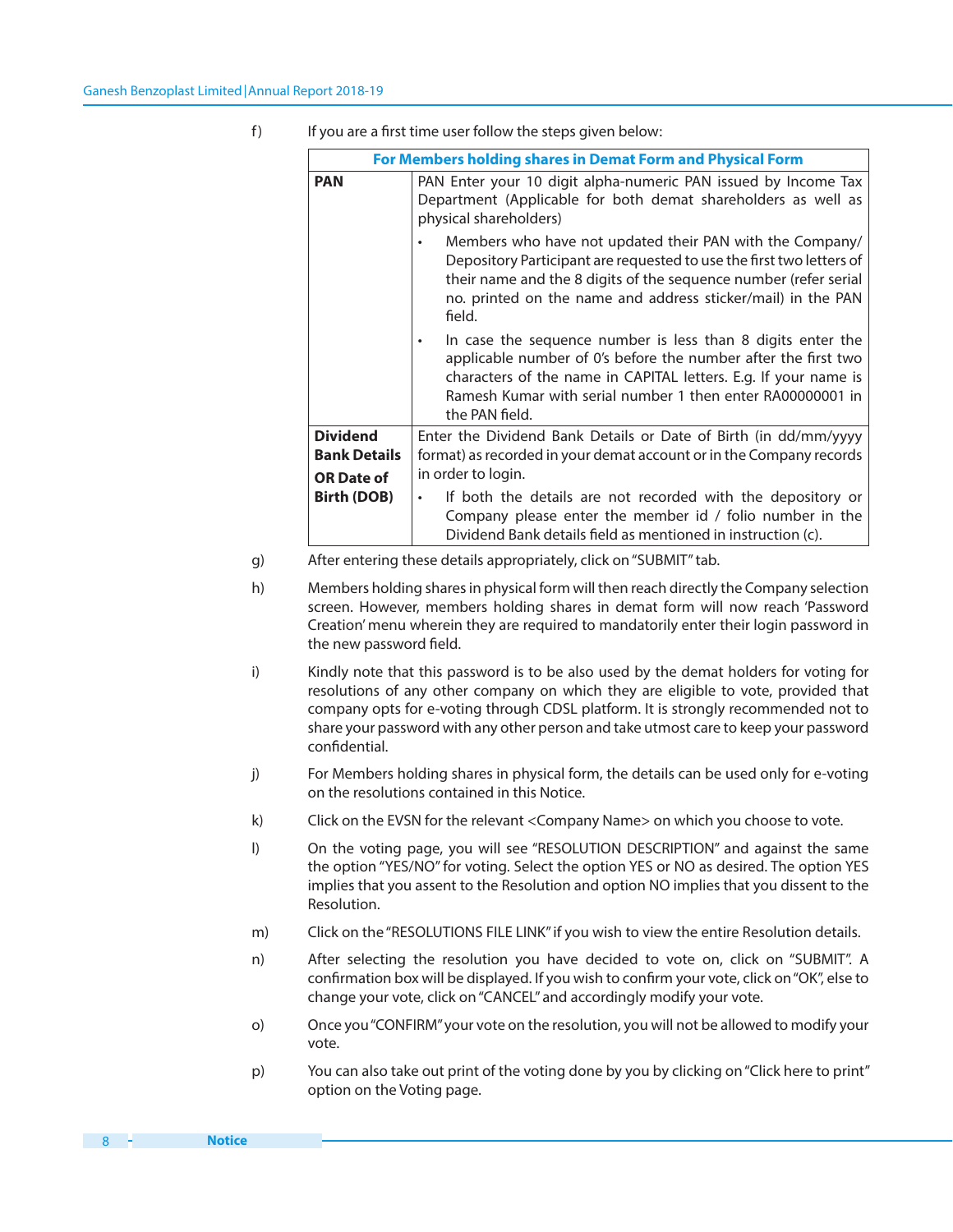f) If you are a first time user follow the steps given below:

| For Members holding shares in Demat Form and Physical Form | |
|---|---|
| **PAN** | PAN Enter your 10 digit alpha-numeric PAN issued by Income Tax Department (Applicable for both demat shareholders as well as physical shareholders)<br>• Members who have not updated their PAN with the Company/ Depository Participant are requested to use the first two letters of their name and the 8 digits of the sequence number (refer serial no. printed on the name and address sticker/mail) in the PAN field.<br>• In case the sequence number is less than 8 digits enter the applicable number of 0's before the number after the first two characters of the name in CAPITAL letters. E.g. If your name is Ramesh Kumar with serial number 1 then enter RA00000001 in the PAN field. |
| **Dividend Bank Details OR Date of Birth (DOB)** | Enter the Dividend Bank Details or Date of Birth (in dd/mm/yyyy format) as recorded in your demat account or in the Company records in order to login.<br>• If both the details are not recorded with the depository or Company please enter the member id / folio number in the Dividend Bank details field as mentioned in instruction (c). |

g) After entering these details appropriately, click on "SUBMIT" tab.

h) Members holding shares in physical form will then reach directly the Company selection screen. However, members holding shares in demat form will now reach 'Password Creation' menu wherein they are required to mandatorily enter their login password in the new password field.

i) Kindly note that this password is to be also used by the demat holders for voting for resolutions of any other company on which they are eligible to vote, provided that company opts for e-voting through CDSL platform. It is strongly recommended not to share your password with any other person and take utmost care to keep your password confidential.

j) For Members holding shares in physical form, the details can be used only for e-voting on the resolutions contained in this Notice.

k) Click on the EVSN for the relevant <Company Name> on which you choose to vote.

l) On the voting page, you will see "RESOLUTION DESCRIPTION" and against the same the option "YES/NO" for voting. Select the option YES or NO as desired. The option YES implies that you assent to the Resolution and option NO implies that you dissent to the Resolution.

m) Click on the "RESOLUTIONS FILE LINK" if you wish to view the entire Resolution details.

n) After selecting the resolution you have decided to vote on, click on "SUBMIT". A confirmation box will be displayed. If you wish to confirm your vote, click on "OK", else to change your vote, click on "CANCEL" and accordingly modify your vote.

o) Once you "CONFIRM" your vote on the resolution, you will not be allowed to modify your vote.

p) You can also take out print of the voting done by you by clicking on "Click here to print" option on the Voting page.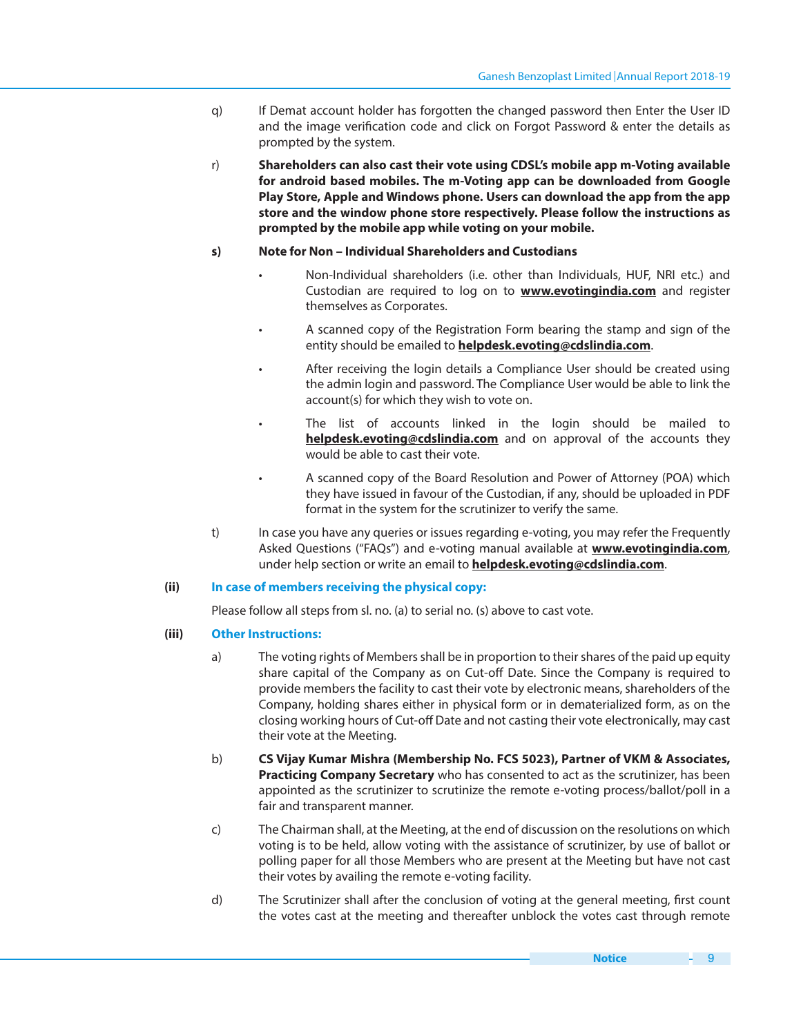q) If Demat account holder has forgotten the changed password then Enter the User ID and the image verification code and click on Forgot Password & enter the details as prompted by the system.

r) **Shareholders can also cast their vote using CDSL's mobile app m-Voting available for android based mobiles. The m-Voting app can be downloaded from Google Play Store, Apple and Windows phone. Users can download the app from the app store and the window phone store respectively. Please follow the instructions as prompted by the mobile app while voting on your mobile.**

**s) Note for Non – Individual Shareholders and Custodians**

- Non-Individual shareholders (i.e. other than Individuals, HUF, NRI etc.) and Custodian are required to log on to **www.evotingindia.com** and register themselves as Corporates.
- A scanned copy of the Registration Form bearing the stamp and sign of the entity should be emailed to **helpdesk.evoting@cdslindia.com**.
- After receiving the login details a Compliance User should be created using the admin login and password. The Compliance User would be able to link the account(s) for which they wish to vote on.
- The list of accounts linked in the login should be mailed to **helpdesk.evoting@cdslindia.com** and on approval of the accounts they would be able to cast their vote.
- A scanned copy of the Board Resolution and Power of Attorney (POA) which they have issued in favour of the Custodian, if any, should be uploaded in PDF format in the system for the scrutinizer to verify the same.

t) In case you have any queries or issues regarding e-voting, you may refer the Frequently Asked Questions ("FAQs") and e-voting manual available at **www.evotingindia.com**, under help section or write an email to **helpdesk.evoting@cdslindia.com**.

**(ii) In case of members receiving the physical copy:**

Please follow all steps from sl. no. (a) to serial no. (s) above to cast vote.

**(iii) Other Instructions:**

a) The voting rights of Members shall be in proportion to their shares of the paid up equity share capital of the Company as on Cut-off Date. Since the Company is required to provide members the facility to cast their vote by electronic means, shareholders of the Company, holding shares either in physical form or in dematerialized form, as on the closing working hours of Cut-off Date and not casting their vote electronically, may cast their vote at the Meeting.

b) **CS Vijay Kumar Mishra (Membership No. FCS 5023), Partner of VKM & Associates, Practicing Company Secretary** who has consented to act as the scrutinizer, has been appointed as the scrutinizer to scrutinize the remote e-voting process/ballot/poll in a fair and transparent manner.

c) The Chairman shall, at the Meeting, at the end of discussion on the resolutions on which voting is to be held, allow voting with the assistance of scrutinizer, by use of ballot or polling paper for all those Members who are present at the Meeting but have not cast their votes by availing the remote e-voting facility.

d) The Scrutinizer shall after the conclusion of voting at the general meeting, first count the votes cast at the meeting and thereafter unblock the votes cast through remote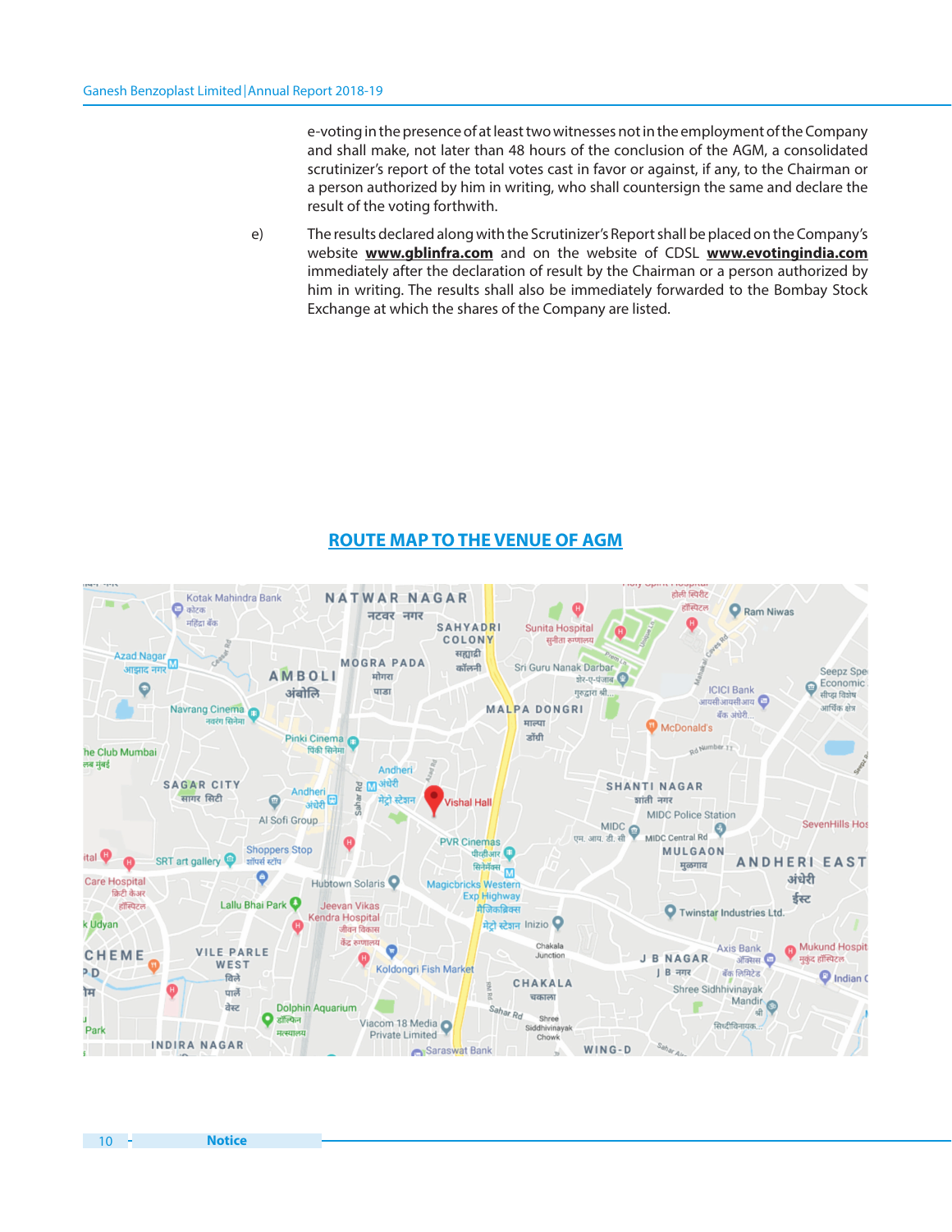e-voting in the presence of at least two witnesses not in the employment of the Company and shall make, not later than 48 hours of the conclusion of the AGM, a consolidated scrutinizer's report of the total votes cast in favor or against, if any, to the Chairman or a person authorized by him in writing, who shall countersign the same and declare the result of the voting forthwith.

e) The results declared along with the Scrutinizer's Report shall be placed on the Company's website **www.gblinfra.com** and on the website of CDSL **www.evotingindia.com** immediately after the declaration of result by the Chairman or a person authorized by him in writing. The results shall also be immediately forwarded to the Bombay Stock Exchange at which the shares of the Company are listed.

## ROUTE MAP TO THE VENUE OF AGM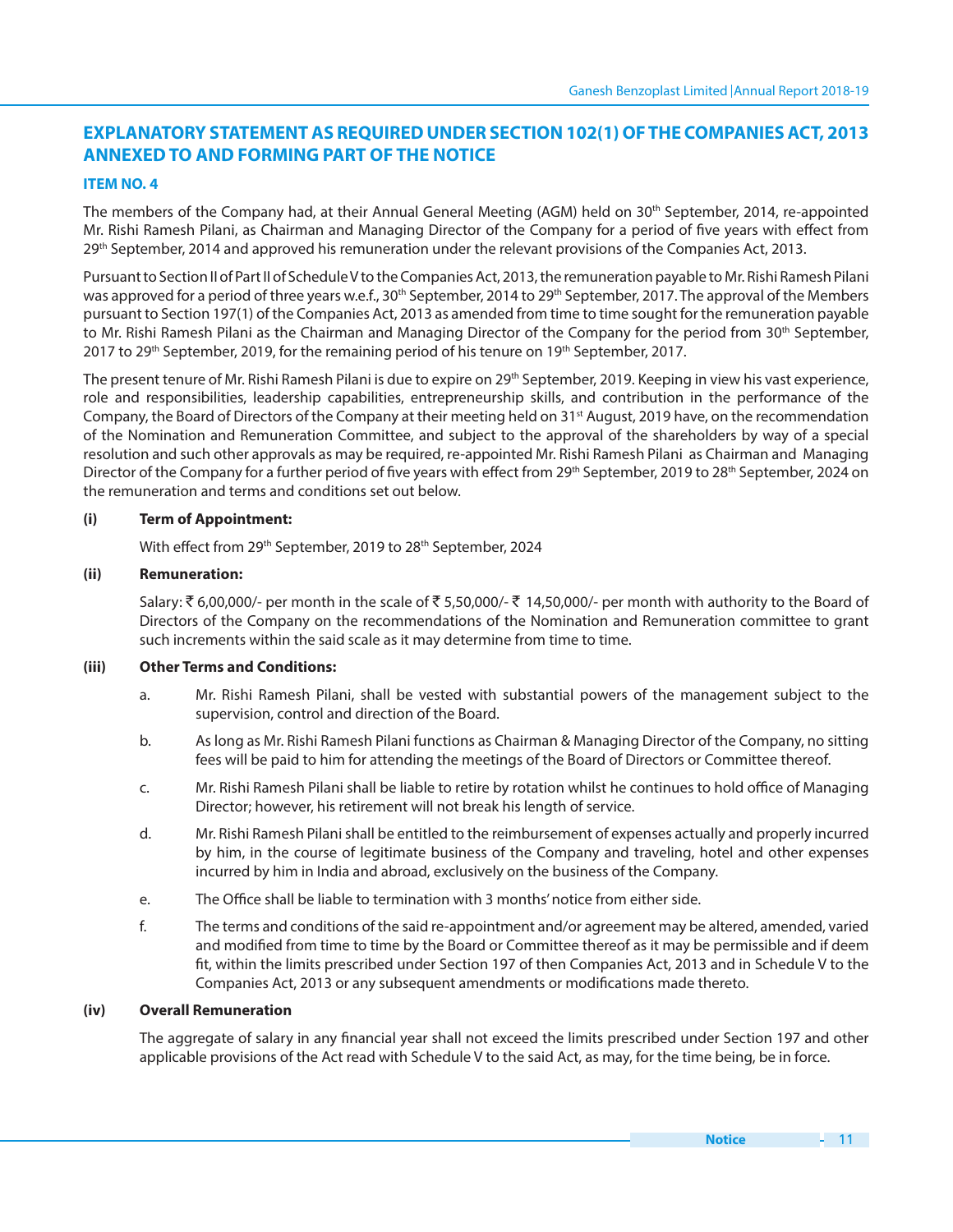## EXPLANATORY STATEMENT AS REQUIRED UNDER SECTION 102(1) OF THE COMPANIES ACT, 2013 ANNEXED TO AND FORMING PART OF THE NOTICE

### ITEM NO. 4

The members of the Company had, at their Annual General Meeting (AGM) held on 30th September, 2014, re-appointed Mr. Rishi Ramesh Pilani, as Chairman and Managing Director of the Company for a period of five years with effect from 29th September, 2014 and approved his remuneration under the relevant provisions of the Companies Act, 2013.

Pursuant to Section II of Part II of Schedule V to the Companies Act, 2013, the remuneration payable to Mr. Rishi Ramesh Pilani was approved for a period of three years w.e.f., 30th September, 2014 to 29th September, 2017. The approval of the Members pursuant to Section 197(1) of the Companies Act, 2013 as amended from time to time sought for the remuneration payable to Mr. Rishi Ramesh Pilani as the Chairman and Managing Director of the Company for the period from 30th September, 2017 to 29th September, 2019, for the remaining period of his tenure on 19th September, 2017.

The present tenure of Mr. Rishi Ramesh Pilani is due to expire on 29th September, 2019. Keeping in view his vast experience, role and responsibilities, leadership capabilities, entrepreneurship skills, and contribution in the performance of the Company, the Board of Directors of the Company at their meeting held on 31st August, 2019 have, on the recommendation of the Nomination and Remuneration Committee, and subject to the approval of the shareholders by way of a special resolution and such other approvals as may be required, re-appointed Mr. Rishi Ramesh Pilani as Chairman and Managing Director of the Company for a further period of five years with effect from 29th September, 2019 to 28th September, 2024 on the remuneration and terms and conditions set out below.

**(i) Term of Appointment:**

With effect from 29th September, 2019 to 28th September, 2024

**(ii) Remuneration:**

Salary: ₹ 6,00,000/- per month in the scale of ₹ 5,50,000/- ₹ 14,50,000/- per month with authority to the Board of Directors of the Company on the recommendations of the Nomination and Remuneration committee to grant such increments within the said scale as it may determine from time to time.

**(iii) Other Terms and Conditions:**

a. Mr. Rishi Ramesh Pilani, shall be vested with substantial powers of the management subject to the supervision, control and direction of the Board.

b. As long as Mr. Rishi Ramesh Pilani functions as Chairman & Managing Director of the Company, no sitting fees will be paid to him for attending the meetings of the Board of Directors or Committee thereof.

c. Mr. Rishi Ramesh Pilani shall be liable to retire by rotation whilst he continues to hold office of Managing Director; however, his retirement will not break his length of service.

d. Mr. Rishi Ramesh Pilani shall be entitled to the reimbursement of expenses actually and properly incurred by him, in the course of legitimate business of the Company and traveling, hotel and other expenses incurred by him in India and abroad, exclusively on the business of the Company.

e. The Office shall be liable to termination with 3 months' notice from either side.

f. The terms and conditions of the said re-appointment and/or agreement may be altered, amended, varied and modified from time to time by the Board or Committee thereof as it may be permissible and if deem fit, within the limits prescribed under Section 197 of then Companies Act, 2013 and in Schedule V to the Companies Act, 2013 or any subsequent amendments or modifications made thereto.

**(iv) Overall Remuneration**

The aggregate of salary in any financial year shall not exceed the limits prescribed under Section 197 and other applicable provisions of the Act read with Schedule V to the said Act, as may, for the time being, be in force.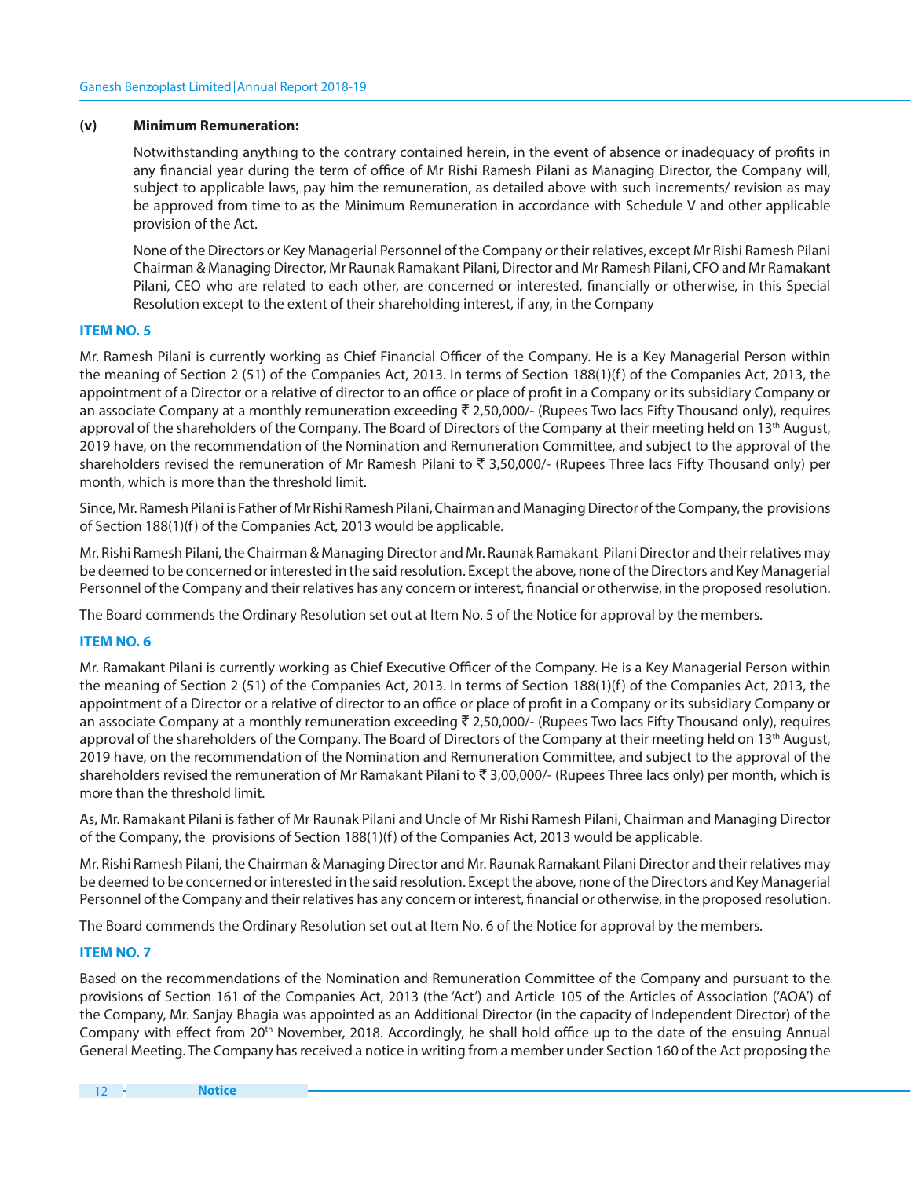**(v) Minimum Remuneration:**

Notwithstanding anything to the contrary contained herein, in the event of absence or inadequacy of profits in any financial year during the term of office of Mr Rishi Ramesh Pilani as Managing Director, the Company will, subject to applicable laws, pay him the remuneration, as detailed above with such increments/ revision as may be approved from time to as the Minimum Remuneration in accordance with Schedule V and other applicable provision of the Act.

None of the Directors or Key Managerial Personnel of the Company or their relatives, except Mr Rishi Ramesh Pilani Chairman & Managing Director, Mr Raunak Ramakant Pilani, Director and Mr Ramesh Pilani, CFO and Mr Ramakant Pilani, CEO who are related to each other, are concerned or interested, financially or otherwise, in this Special Resolution except to the extent of their shareholding interest, if any, in the Company

### ITEM NO. 5

Mr. Ramesh Pilani is currently working as Chief Financial Officer of the Company. He is a Key Managerial Person within the meaning of Section 2 (51) of the Companies Act, 2013. In terms of Section 188(1)(f) of the Companies Act, 2013, the appointment of a Director or a relative of director to an office or place of profit in a Company or its subsidiary Company or an associate Company at a monthly remuneration exceeding ₹ 2,50,000/- (Rupees Two lacs Fifty Thousand only), requires approval of the shareholders of the Company. The Board of Directors of the Company at their meeting held on 13th August, 2019 have, on the recommendation of the Nomination and Remuneration Committee, and subject to the approval of the shareholders revised the remuneration of Mr Ramesh Pilani to ₹ 3,50,000/- (Rupees Three lacs Fifty Thousand only) per month, which is more than the threshold limit.

Since, Mr. Ramesh Pilani is Father of Mr Rishi Ramesh Pilani, Chairman and Managing Director of the Company, the provisions of Section 188(1)(f) of the Companies Act, 2013 would be applicable.

Mr. Rishi Ramesh Pilani, the Chairman & Managing Director and Mr. Raunak Ramakant Pilani Director and their relatives may be deemed to be concerned or interested in the said resolution. Except the above, none of the Directors and Key Managerial Personnel of the Company and their relatives has any concern or interest, financial or otherwise, in the proposed resolution.

The Board commends the Ordinary Resolution set out at Item No. 5 of the Notice for approval by the members.

### ITEM NO. 6

Mr. Ramakant Pilani is currently working as Chief Executive Officer of the Company. He is a Key Managerial Person within the meaning of Section 2 (51) of the Companies Act, 2013. In terms of Section 188(1)(f) of the Companies Act, 2013, the appointment of a Director or a relative of director to an office or place of profit in a Company or its subsidiary Company or an associate Company at a monthly remuneration exceeding ₹ 2,50,000/- (Rupees Two lacs Fifty Thousand only), requires approval of the shareholders of the Company. The Board of Directors of the Company at their meeting held on 13th August, 2019 have, on the recommendation of the Nomination and Remuneration Committee, and subject to the approval of the shareholders revised the remuneration of Mr Ramakant Pilani to ₹ 3,00,000/- (Rupees Three lacs only) per month, which is more than the threshold limit.

As, Mr. Ramakant Pilani is father of Mr Raunak Pilani and Uncle of Mr Rishi Ramesh Pilani, Chairman and Managing Director of the Company, the provisions of Section 188(1)(f) of the Companies Act, 2013 would be applicable.

Mr. Rishi Ramesh Pilani, the Chairman & Managing Director and Mr. Raunak Ramakant Pilani Director and their relatives may be deemed to be concerned or interested in the said resolution. Except the above, none of the Directors and Key Managerial Personnel of the Company and their relatives has any concern or interest, financial or otherwise, in the proposed resolution.

The Board commends the Ordinary Resolution set out at Item No. 6 of the Notice for approval by the members.

### ITEM NO. 7

Based on the recommendations of the Nomination and Remuneration Committee of the Company and pursuant to the provisions of Section 161 of the Companies Act, 2013 (the 'Act') and Article 105 of the Articles of Association ('AOA') of the Company, Mr. Sanjay Bhagia was appointed as an Additional Director (in the capacity of Independent Director) of the Company with effect from 20th November, 2018. Accordingly, he shall hold office up to the date of the ensuing Annual General Meeting. The Company has received a notice in writing from a member under Section 160 of the Act proposing the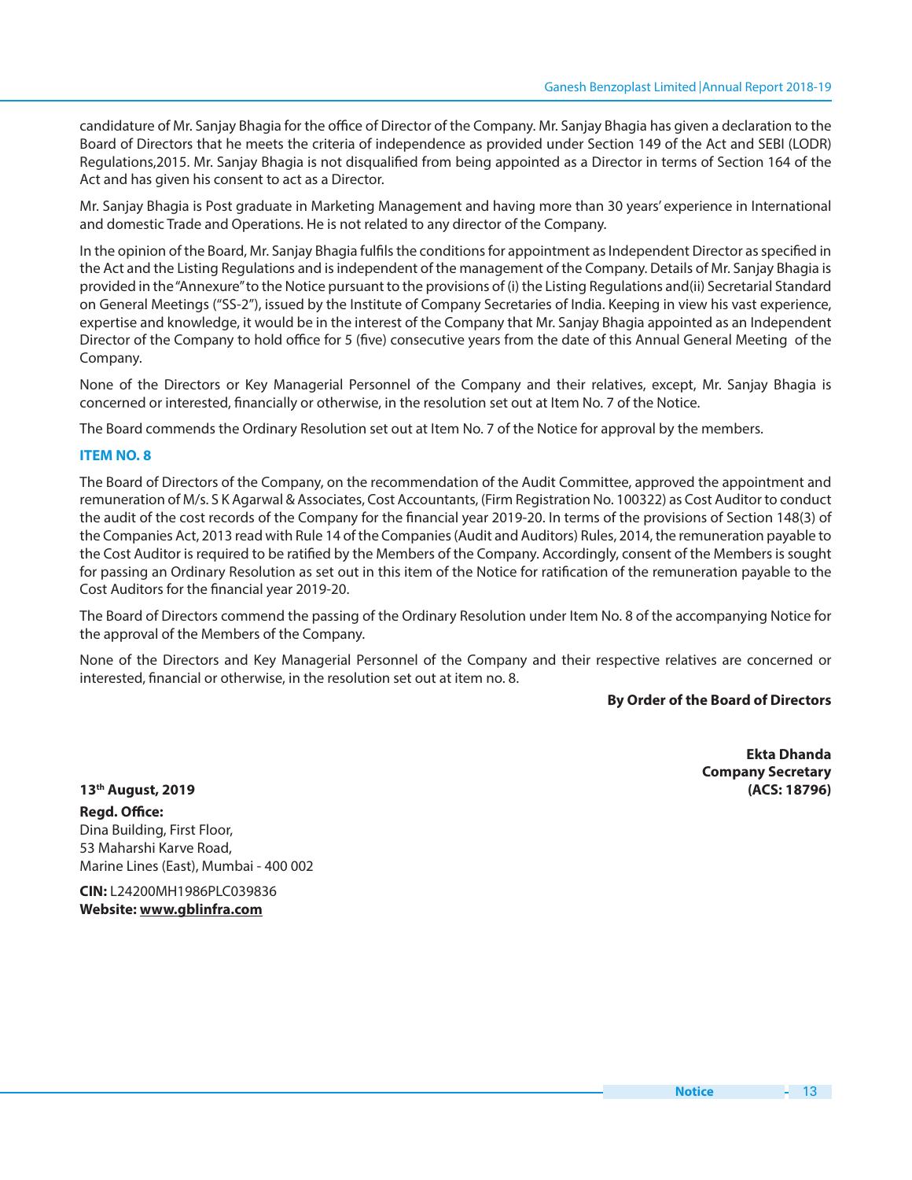candidature of Mr. Sanjay Bhagia for the office of Director of the Company. Mr. Sanjay Bhagia has given a declaration to the Board of Directors that he meets the criteria of independence as provided under Section 149 of the Act and SEBI (LODR) Regulations,2015. Mr. Sanjay Bhagia is not disqualified from being appointed as a Director in terms of Section 164 of the Act and has given his consent to act as a Director.

Mr. Sanjay Bhagia is Post graduate in Marketing Management and having more than 30 years' experience in International and domestic Trade and Operations. He is not related to any director of the Company.

In the opinion of the Board, Mr. Sanjay Bhagia fulfils the conditions for appointment as Independent Director as specified in the Act and the Listing Regulations and is independent of the management of the Company. Details of Mr. Sanjay Bhagia is provided in the "Annexure" to the Notice pursuant to the provisions of (i) the Listing Regulations and(ii) Secretarial Standard on General Meetings ("SS-2"), issued by the Institute of Company Secretaries of India. Keeping in view his vast experience, expertise and knowledge, it would be in the interest of the Company that Mr. Sanjay Bhagia appointed as an Independent Director of the Company to hold office for 5 (five) consecutive years from the date of this Annual General Meeting of the Company.

None of the Directors or Key Managerial Personnel of the Company and their relatives, except, Mr. Sanjay Bhagia is concerned or interested, financially or otherwise, in the resolution set out at Item No. 7 of the Notice.

The Board commends the Ordinary Resolution set out at Item No. 7 of the Notice for approval by the members.

### ITEM NO. 8

The Board of Directors of the Company, on the recommendation of the Audit Committee, approved the appointment and remuneration of M/s. S K Agarwal & Associates, Cost Accountants, (Firm Registration No. 100322) as Cost Auditor to conduct the audit of the cost records of the Company for the financial year 2019-20. In terms of the provisions of Section 148(3) of the Companies Act, 2013 read with Rule 14 of the Companies (Audit and Auditors) Rules, 2014, the remuneration payable to the Cost Auditor is required to be ratified by the Members of the Company. Accordingly, consent of the Members is sought for passing an Ordinary Resolution as set out in this item of the Notice for ratification of the remuneration payable to the Cost Auditors for the financial year 2019-20.

The Board of Directors commend the passing of the Ordinary Resolution under Item No. 8 of the accompanying Notice for the approval of the Members of the Company.

None of the Directors and Key Managerial Personnel of the Company and their respective relatives are concerned or interested, financial or otherwise, in the resolution set out at item no. 8.

**By Order of the Board of Directors**

**Ekta Dhanda**
**Company Secretary**
**(ACS: 18796)**

**13th August, 2019**

**Regd. Office:**
Dina Building, First Floor,
53 Maharshi Karve Road,
Marine Lines (East), Mumbai - 400 002

**CIN:** L24200MH1986PLC039836
**Website: www.gblinfra.com**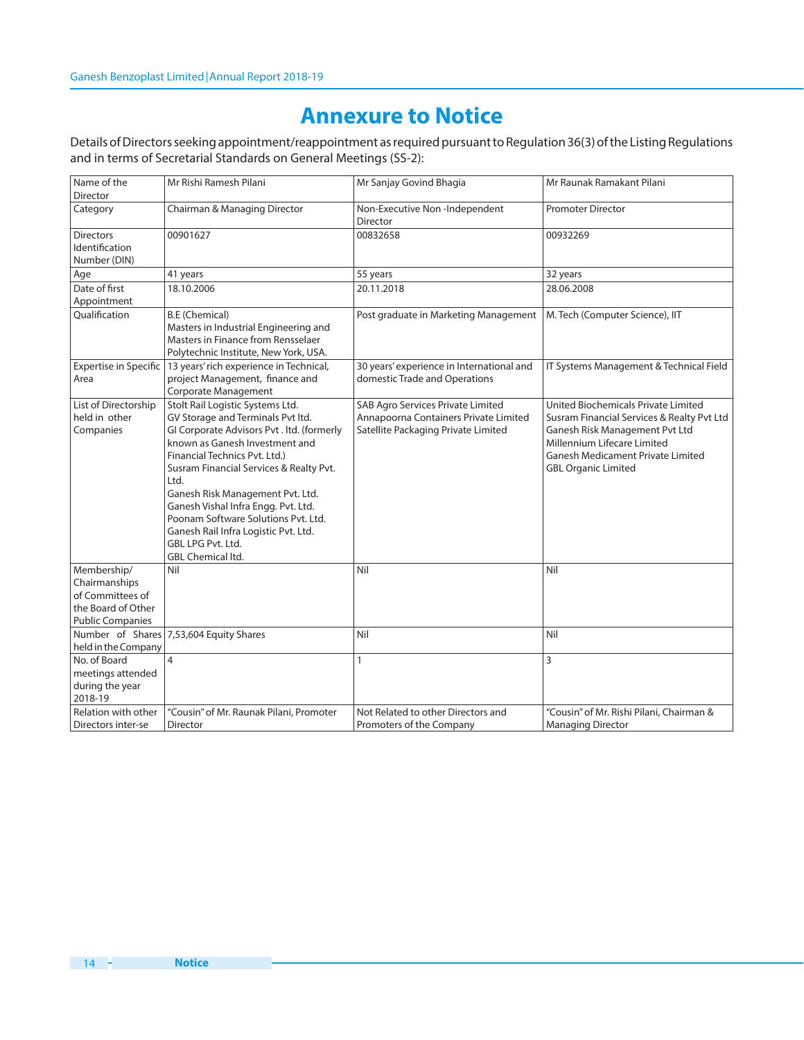# Annexure to Notice

Details of Directors seeking appointment/reappointment as required pursuant to Regulation 36(3) of the Listing Regulations and in terms of Secretarial Standards on General Meetings (SS-2):

| Name of the Director | Mr Rishi Ramesh Pilani | Mr Sanjay Govind Bhagia | Mr Raunak Ramakant Pilani |
|---|---|---|---|
| Category | Chairman & Managing Director | Non-Executive Non -Independent Director | Promoter Director |
| Directors Identification Number (DIN) | 00901627 | 00832658 | 00932269 |
| Age | 41 years | 55 years | 32 years |
| Date of first Appointment | 18.10.2006 | 20.11.2018 | 28.06.2008 |
| Qualification | B.E (Chemical)<br>Masters in Industrial Engineering and Masters in Finance from Rensselaer Polytechnic Institute, New York, USA. | Post graduate in Marketing Management | M. Tech (Computer Science), IIT |
| Expertise in Specific Area | 13 years' rich experience in Technical, project Management, finance and Corporate Management | 30 years' experience in International and domestic Trade and Operations | IT Systems Management & Technical Field |
| List of Directorship held in other Companies | Stolt Rail Logistic Systems Ltd.<br>GV Storage and Terminals Pvt ltd.<br>GI Corporate Advisors Pvt . ltd. (formerly known as Ganesh Investment and Financial Technics Pvt. Ltd.)<br>Susram Financial Services & Realty Pvt. Ltd.<br>Ganesh Risk Management Pvt. Ltd.<br>Ganesh Vishal Infra Engg. Pvt. Ltd.<br>Poonam Software Solutions Pvt. Ltd.<br>Ganesh Rail Infra Logistic Pvt. Ltd.<br>GBL LPG Pvt. Ltd.<br>GBL Chemical ltd. | SAB Agro Services Private Limited<br>Annapoorna Containers Private Limited<br>Satellite Packaging Private Limited | United Biochemicals Private Limited<br>Susram Financial Services & Realty Pvt Ltd<br>Ganesh Risk Management Pvt Ltd<br>Millennium Lifecare Limited<br>Ganesh Medicament Private Limited<br>GBL Organic Limited |
| Membership/ Chairmanships of Committees of the Board of Other Public Companies | Nil | Nil | Nil |
| Number of Shares held in the Company | 7,53,604 Equity Shares | Nil | Nil |
| No. of Board meetings attended during the year 2018-19 | 4 | 1 | 3 |
| Relation with other Directors inter-se | "Cousin" of Mr. Raunak Pilani, Promoter Director | Not Related to other Directors and Promoters of the Company | "Cousin" of Mr. Rishi Pilani, Chairman & Managing Director |